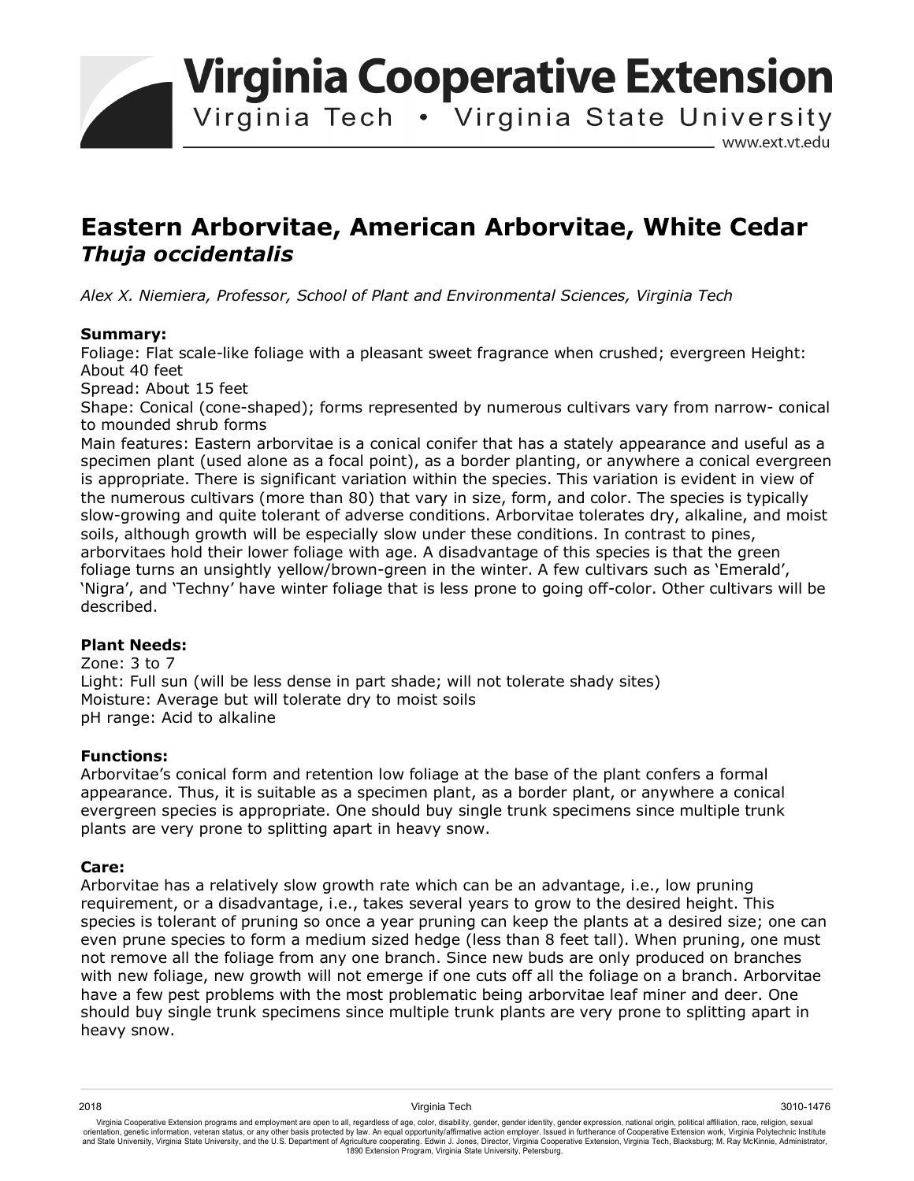# Eastern Arborvitae, American Arborvitae, White Cedar
## *Thuja occidentalis*

*Alex X. Niemiera, Professor, School of Plant and Environmental Sciences, Virginia Tech*

**Summary:**

Foliage: Flat scale-like foliage with a pleasant sweet fragrance when crushed; evergreen Height: About 40 feet

Spread: About 15 feet

Shape: Conical (cone-shaped); forms represented by numerous cultivars vary from narrow- conical to mounded shrub forms

Main features: Eastern arborvitae is a conical conifer that has a stately appearance and useful as a specimen plant (used alone as a focal point), as a border planting, or anywhere a conical evergreen is appropriate. There is significant variation within the species. This variation is evident in view of the numerous cultivars (more than 80) that vary in size, form, and color. The species is typically slow-growing and quite tolerant of adverse conditions. Arborvitae tolerates dry, alkaline, and moist soils, although growth will be especially slow under these conditions. In contrast to pines, arborvitaes hold their lower foliage with age. A disadvantage of this species is that the green foliage turns an unsightly yellow/brown-green in the winter. A few cultivars such as 'Emerald', 'Nigra', and 'Techny' have winter foliage that is less prone to going off-color. Other cultivars will be described.

**Plant Needs:**

Zone: 3 to 7

Light: Full sun (will be less dense in part shade; will not tolerate shady sites)

Moisture: Average but will tolerate dry to moist soils

pH range: Acid to alkaline

**Functions:**

Arborvitae's conical form and retention low foliage at the base of the plant confers a formal appearance. Thus, it is suitable as a specimen plant, as a border plant, or anywhere a conical evergreen species is appropriate. One should buy single trunk specimens since multiple trunk plants are very prone to splitting apart in heavy snow.

**Care:**

Arborvitae has a relatively slow growth rate which can be an advantage, i.e., low pruning requirement, or a disadvantage, i.e., takes several years to grow to the desired height. This species is tolerant of pruning so once a year pruning can keep the plants at a desired size; one can even prune species to form a medium sized hedge (less than 8 feet tall). When pruning, one must not remove all the foliage from any one branch. Since new buds are only produced on branches with new foliage, new growth will not emerge if one cuts off all the foliage on a branch. Arborvitae have a few pest problems with the most problematic being arborvitae leaf miner and deer. One should buy single trunk specimens since multiple trunk plants are very prone to splitting apart in heavy snow.

2018 Virginia Tech 3010-1476

Virginia Cooperative Extension programs and employment are open to all, regardless of age, color, disability, gender, gender identity, gender expression, national origin, political affiliation, race, religion, sexual orientation, genetic information, veteran status, or any other basis protected by law. An equal opportunity/affirmative action employer. Issued in furtherance of Cooperative Extension work, Virginia Polytechnic Institute and State University, Virginia State University, and the U.S. Department of Agriculture cooperating. Edwin J. Jones, Director, Virginia Cooperative Extension, Virginia Tech, Blacksburg; M. Ray McKinnie, Administrator, 1890 Extension Program, Virginia State University, Petersburg.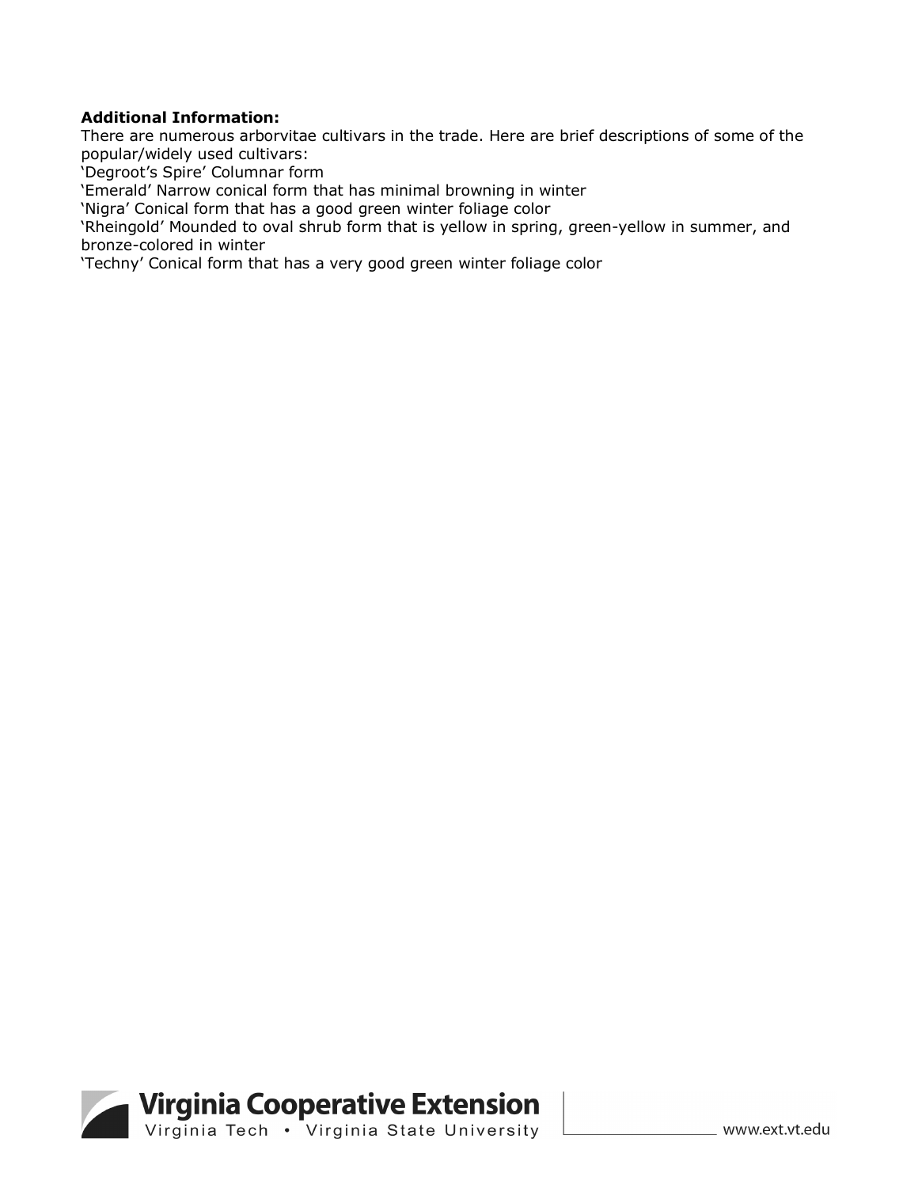**Additional Information:**

There are numerous arborvitae cultivars in the trade. Here are brief descriptions of some of the popular/widely used cultivars:

'Degroot's Spire' Columnar form

'Emerald' Narrow conical form that has minimal browning in winter

'Nigra' Conical form that has a good green winter foliage color

'Rheingold' Mounded to oval shrub form that is yellow in spring, green-yellow in summer, and bronze-colored in winter

'Techny' Conical form that has a very good green winter foliage color